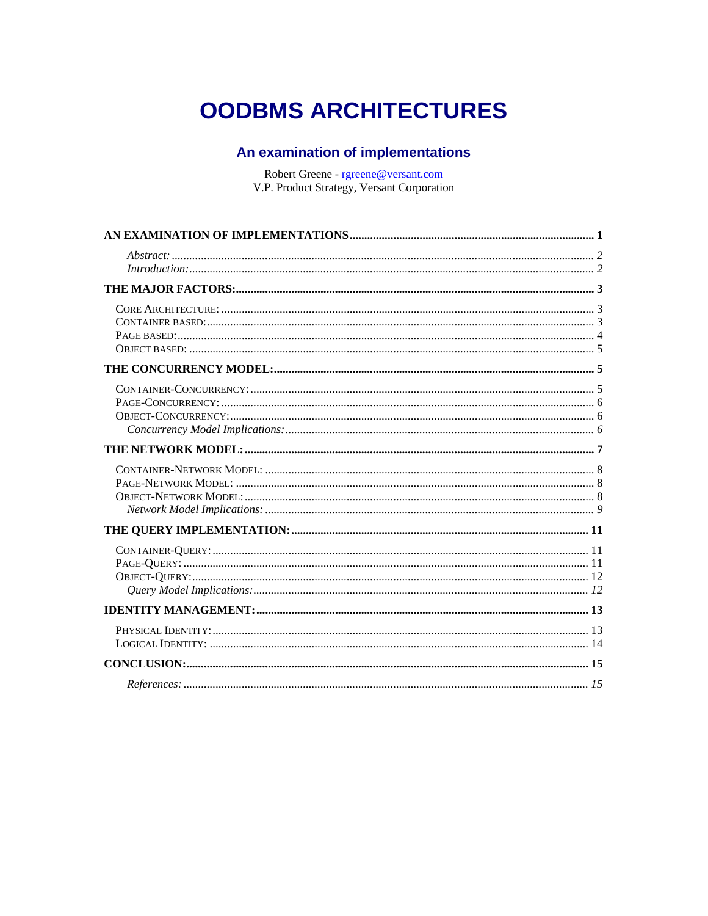# OODBMS ARCHITECTURES

## An examination of implementations

Robert Greene - rgreene@versant.com
V.P. Product Strategy, Versant Corporation

**AN EXAMINATION OF IMPLEMENTATIONS** ........ **1**

*Abstract:* ........ *2*
*Introduction:* ........ *2*

**THE MAJOR FACTORS:** ........ **3**

CORE ARCHITECTURE: ........ 3
CONTAINER BASED: ........ 3
PAGE BASED: ........ 4
OBJECT BASED: ........ 5

**THE CONCURRENCY MODEL:** ........ **5**

CONTAINER-CONCURRENCY: ........ 5
PAGE-CONCURRENCY: ........ 6
OBJECT-CONCURRENCY: ........ 6
*Concurrency Model Implications:* ........ *6*

**THE NETWORK MODEL:** ........ **7**

CONTAINER-NETWORK MODEL: ........ 8
PAGE-NETWORK MODEL: ........ 8
OBJECT-NETWORK MODEL: ........ 8
*Network Model Implications:* ........ *9*

**THE QUERY IMPLEMENTATION:** ........ **11**

CONTAINER-QUERY: ........ 11
PAGE-QUERY: ........ 11
OBJECT-QUERY: ........ 12
*Query Model Implications:* ........ *12*

**IDENTITY MANAGEMENT:** ........ **13**

PHYSICAL IDENTITY: ........ 13
LOGICAL IDENTITY: ........ 14

**CONCLUSION:** ........ **15**

*References:* ........ *15*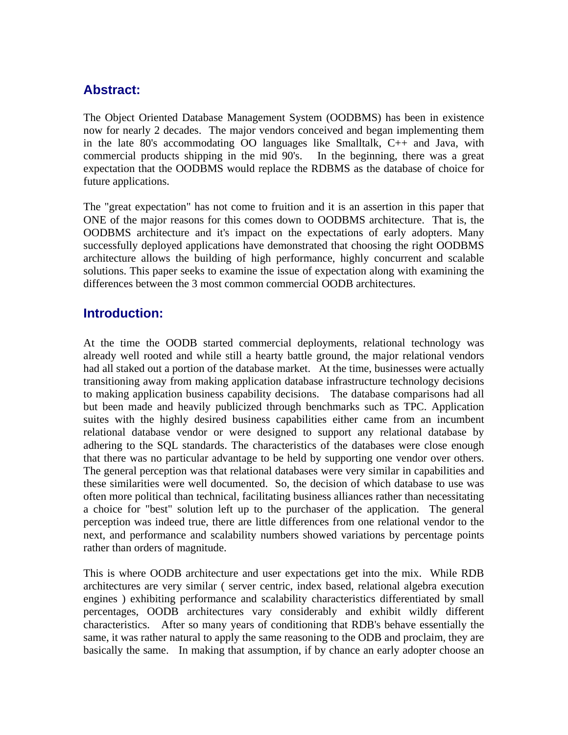## Abstract:

The Object Oriented Database Management System (OODBMS) has been in existence now for nearly 2 decades. The major vendors conceived and began implementing them in the late 80's accommodating OO languages like Smalltalk, C++ and Java, with commercial products shipping in the mid 90's. In the beginning, there was a great expectation that the OODBMS would replace the RDBMS as the database of choice for future applications.

The "great expectation" has not come to fruition and it is an assertion in this paper that ONE of the major reasons for this comes down to OODBMS architecture. That is, the OODBMS architecture and it's impact on the expectations of early adopters. Many successfully deployed applications have demonstrated that choosing the right OODBMS architecture allows the building of high performance, highly concurrent and scalable solutions. This paper seeks to examine the issue of expectation along with examining the differences between the 3 most common commercial OODB architectures.

## Introduction:

At the time the OODB started commercial deployments, relational technology was already well rooted and while still a hearty battle ground, the major relational vendors had all staked out a portion of the database market. At the time, businesses were actually transitioning away from making application database infrastructure technology decisions to making application business capability decisions. The database comparisons had all but been made and heavily publicized through benchmarks such as TPC. Application suites with the highly desired business capabilities either came from an incumbent relational database vendor or were designed to support any relational database by adhering to the SQL standards. The characteristics of the databases were close enough that there was no particular advantage to be held by supporting one vendor over others. The general perception was that relational databases were very similar in capabilities and these similarities were well documented. So, the decision of which database to use was often more political than technical, facilitating business alliances rather than necessitating a choice for "best" solution left up to the purchaser of the application. The general perception was indeed true, there are little differences from one relational vendor to the next, and performance and scalability numbers showed variations by percentage points rather than orders of magnitude.

This is where OODB architecture and user expectations get into the mix. While RDB architectures are very similar ( server centric, index based, relational algebra execution engines ) exhibiting performance and scalability characteristics differentiated by small percentages, OODB architectures vary considerably and exhibit wildly different characteristics. After so many years of conditioning that RDB's behave essentially the same, it was rather natural to apply the same reasoning to the ODB and proclaim, they are basically the same. In making that assumption, if by chance an early adopter choose an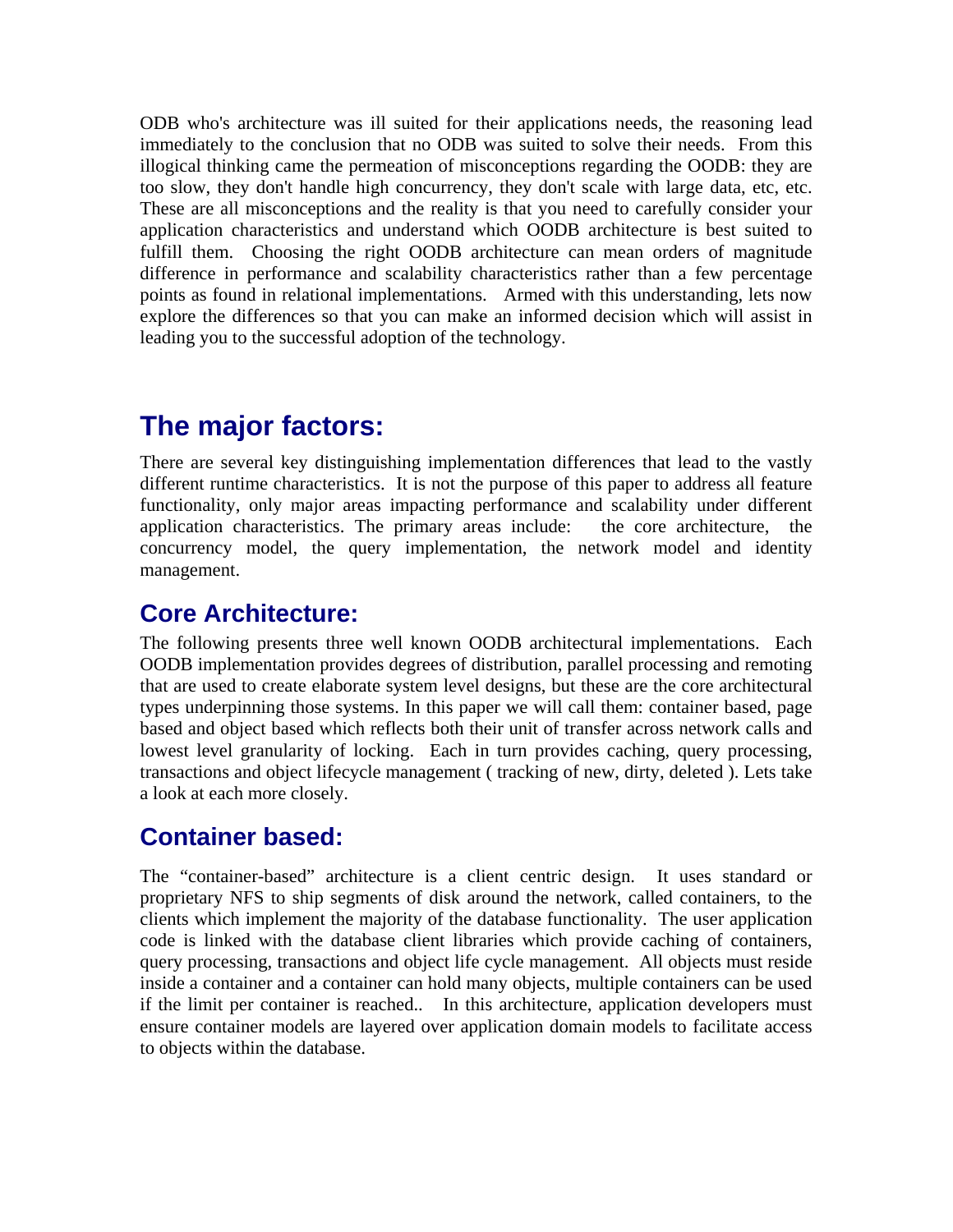ODB who's architecture was ill suited for their applications needs, the reasoning lead immediately to the conclusion that no ODB was suited to solve their needs. From this illogical thinking came the permeation of misconceptions regarding the OODB: they are too slow, they don't handle high concurrency, they don't scale with large data, etc, etc. These are all misconceptions and the reality is that you need to carefully consider your application characteristics and understand which OODB architecture is best suited to fulfill them. Choosing the right OODB architecture can mean orders of magnitude difference in performance and scalability characteristics rather than a few percentage points as found in relational implementations. Armed with this understanding, lets now explore the differences so that you can make an informed decision which will assist in leading you to the successful adoption of the technology.

# The major factors:

There are several key distinguishing implementation differences that lead to the vastly different runtime characteristics. It is not the purpose of this paper to address all feature functionality, only major areas impacting performance and scalability under different application characteristics. The primary areas include: the core architecture, the concurrency model, the query implementation, the network model and identity management.

## Core Architecture:

The following presents three well known OODB architectural implementations. Each OODB implementation provides degrees of distribution, parallel processing and remoting that are used to create elaborate system level designs, but these are the core architectural types underpinning those systems. In this paper we will call them: container based, page based and object based which reflects both their unit of transfer across network calls and lowest level granularity of locking. Each in turn provides caching, query processing, transactions and object lifecycle management ( tracking of new, dirty, deleted ). Lets take a look at each more closely.

## Container based:

The "container-based" architecture is a client centric design. It uses standard or proprietary NFS to ship segments of disk around the network, called containers, to the clients which implement the majority of the database functionality. The user application code is linked with the database client libraries which provide caching of containers, query processing, transactions and object life cycle management. All objects must reside inside a container and a container can hold many objects, multiple containers can be used if the limit per container is reached.. In this architecture, application developers must ensure container models are layered over application domain models to facilitate access to objects within the database.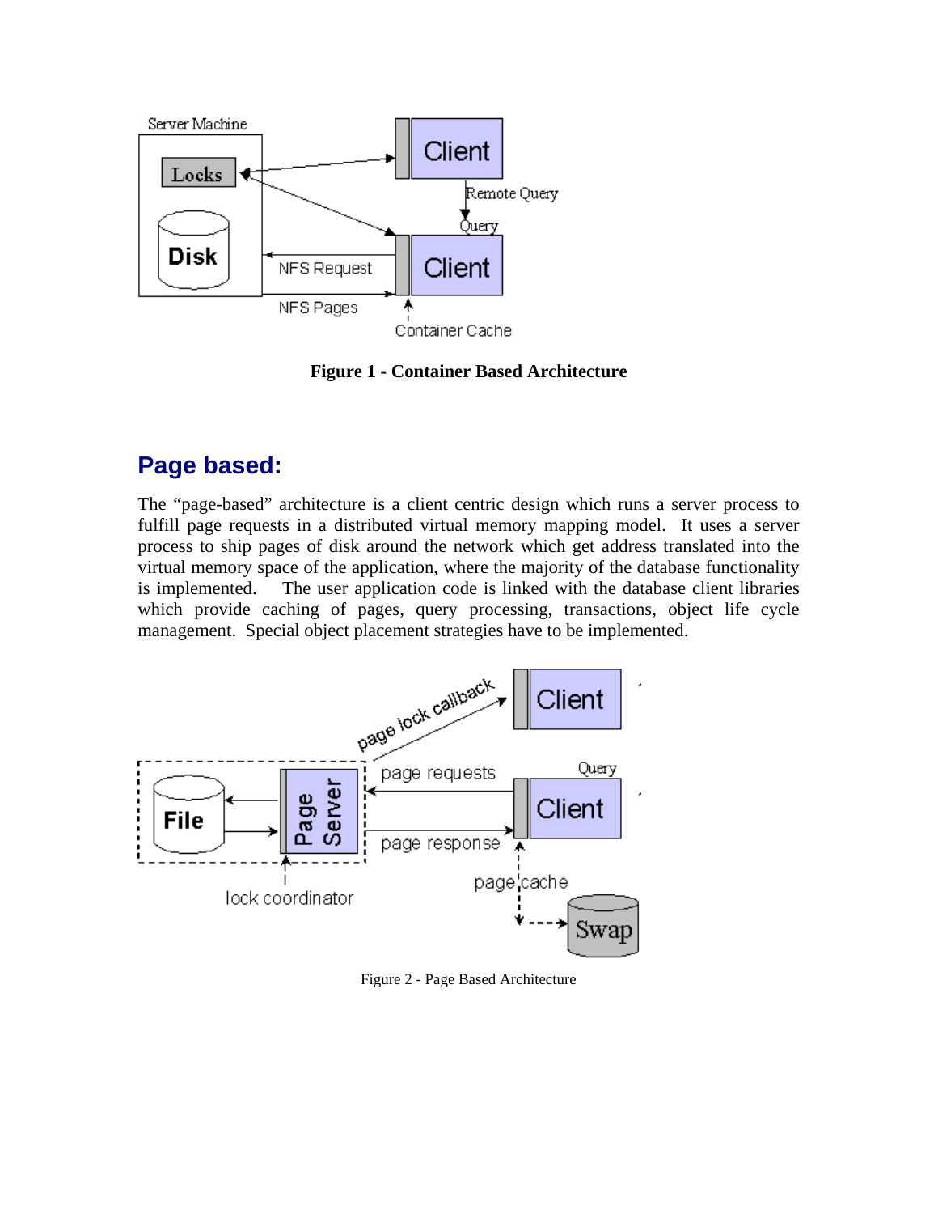**Figure 1 - Container Based Architecture**

## Page based:

The "page-based" architecture is a client centric design which runs a server process to fulfill page requests in a distributed virtual memory mapping model. It uses a server process to ship pages of disk around the network which get address translated into the virtual memory space of the application, where the majority of the database functionality is implemented. The user application code is linked with the database client libraries which provide caching of pages, query processing, transactions, object life cycle management. Special object placement strategies have to be implemented.

Figure 2 - Page Based Architecture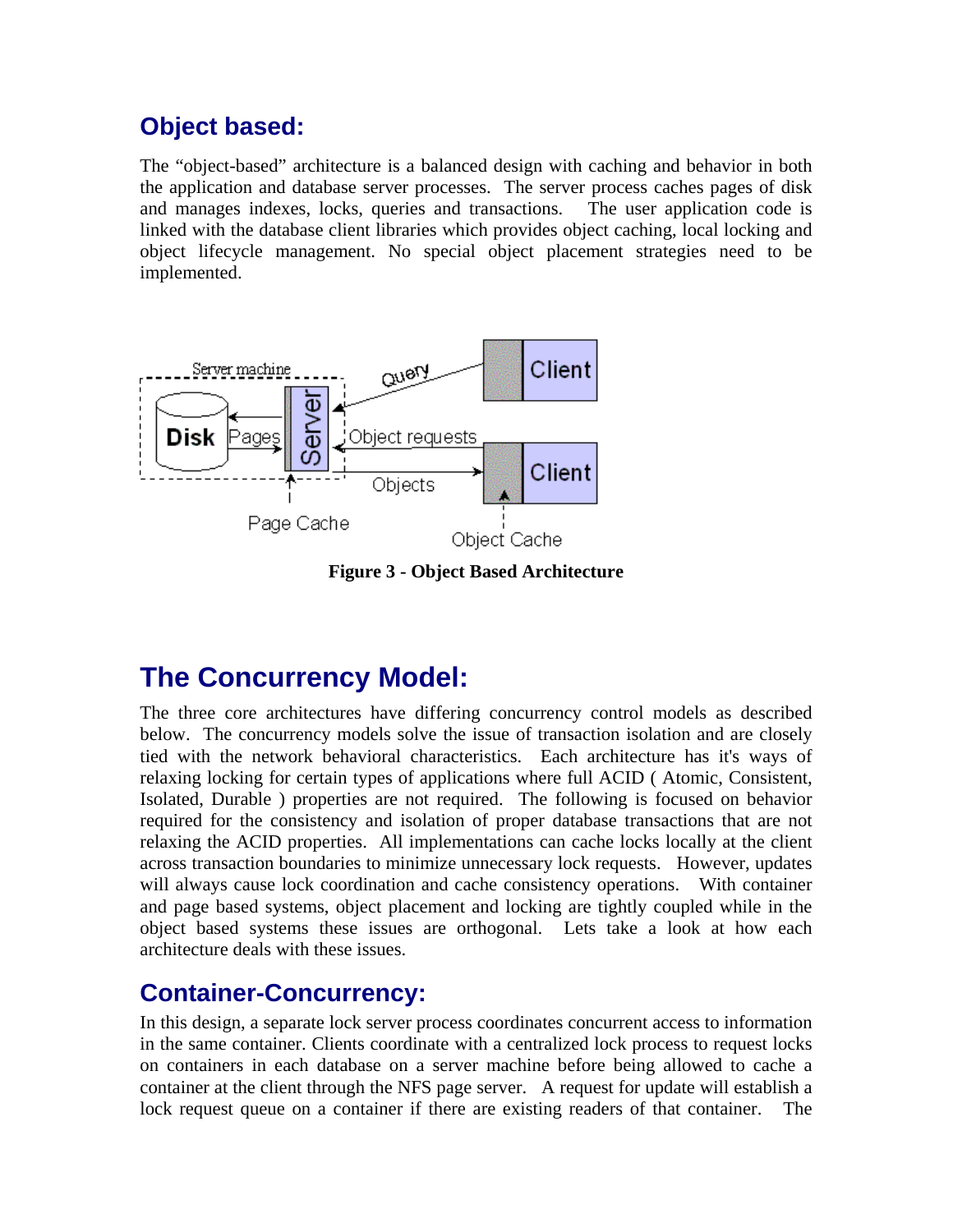## Object based:

The "object-based" architecture is a balanced design with caching and behavior in both the application and database server processes. The server process caches pages of disk and manages indexes, locks, queries and transactions. The user application code is linked with the database client libraries which provides object caching, local locking and object lifecycle management. No special object placement strategies need to be implemented.

**Figure 3 - Object Based Architecture**

## The Concurrency Model:

The three core architectures have differing concurrency control models as described below. The concurrency models solve the issue of transaction isolation and are closely tied with the network behavioral characteristics. Each architecture has it's ways of relaxing locking for certain types of applications where full ACID ( Atomic, Consistent, Isolated, Durable ) properties are not required. The following is focused on behavior required for the consistency and isolation of proper database transactions that are not relaxing the ACID properties. All implementations can cache locks locally at the client across transaction boundaries to minimize unnecessary lock requests. However, updates will always cause lock coordination and cache consistency operations. With container and page based systems, object placement and locking are tightly coupled while in the object based systems these issues are orthogonal. Lets take a look at how each architecture deals with these issues.

### Container-Concurrency:

In this design, a separate lock server process coordinates concurrent access to information in the same container. Clients coordinate with a centralized lock process to request locks on containers in each database on a server machine before being allowed to cache a container at the client through the NFS page server. A request for update will establish a lock request queue on a container if there are existing readers of that container. The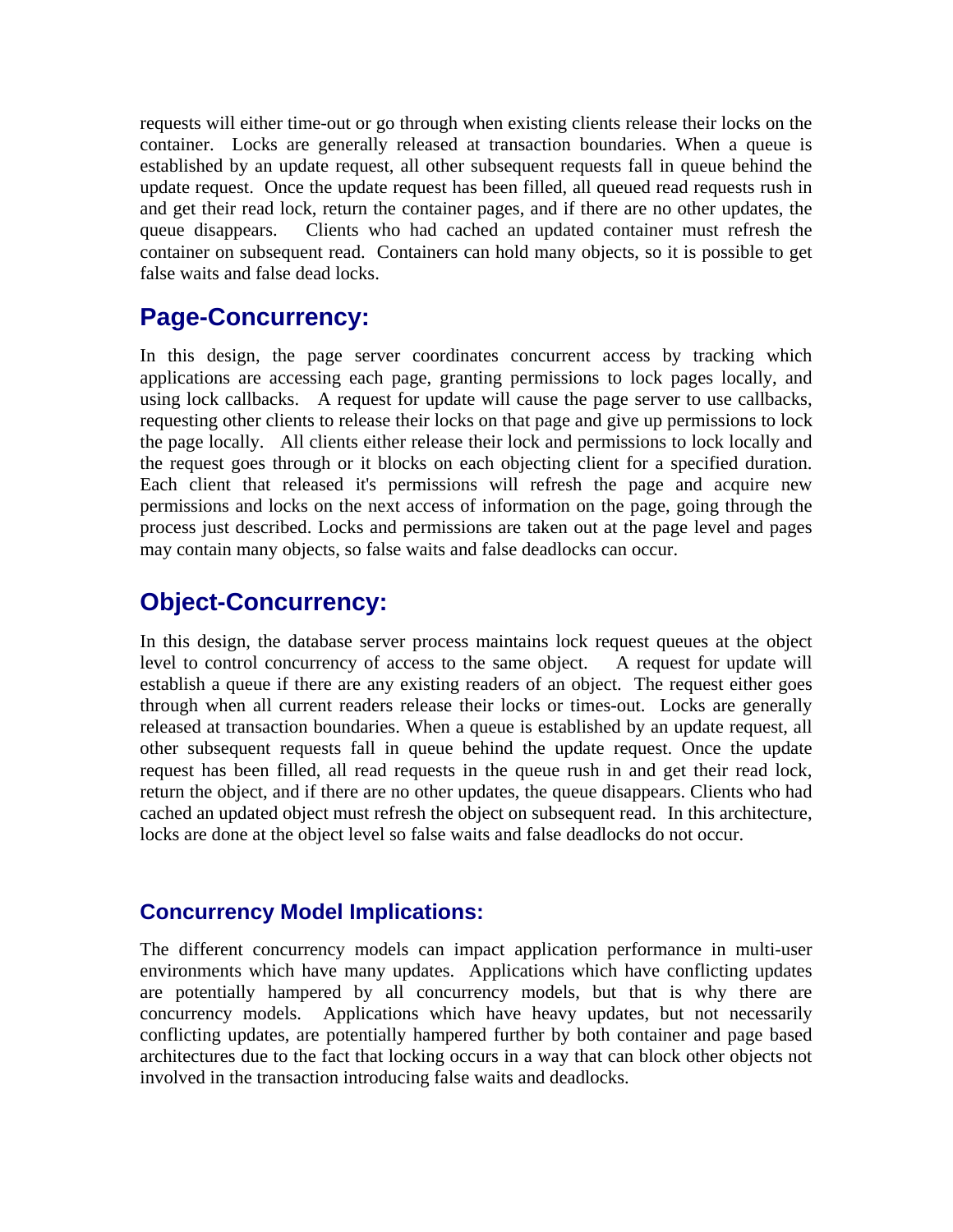requests will either time-out or go through when existing clients release their locks on the container. Locks are generally released at transaction boundaries. When a queue is established by an update request, all other subsequent requests fall in queue behind the update request. Once the update request has been filled, all queued read requests rush in and get their read lock, return the container pages, and if there are no other updates, the queue disappears. Clients who had cached an updated container must refresh the container on subsequent read. Containers can hold many objects, so it is possible to get false waits and false dead locks.

## Page-Concurrency:

In this design, the page server coordinates concurrent access by tracking which applications are accessing each page, granting permissions to lock pages locally, and using lock callbacks. A request for update will cause the page server to use callbacks, requesting other clients to release their locks on that page and give up permissions to lock the page locally. All clients either release their lock and permissions to lock locally and the request goes through or it blocks on each objecting client for a specified duration. Each client that released it's permissions will refresh the page and acquire new permissions and locks on the next access of information on the page, going through the process just described. Locks and permissions are taken out at the page level and pages may contain many objects, so false waits and false deadlocks can occur.

## Object-Concurrency:

In this design, the database server process maintains lock request queues at the object level to control concurrency of access to the same object. A request for update will establish a queue if there are any existing readers of an object. The request either goes through when all current readers release their locks or times-out. Locks are generally released at transaction boundaries. When a queue is established by an update request, all other subsequent requests fall in queue behind the update request. Once the update request has been filled, all read requests in the queue rush in and get their read lock, return the object, and if there are no other updates, the queue disappears. Clients who had cached an updated object must refresh the object on subsequent read. In this architecture, locks are done at the object level so false waits and false deadlocks do not occur.

### Concurrency Model Implications:

The different concurrency models can impact application performance in multi-user environments which have many updates. Applications which have conflicting updates are potentially hampered by all concurrency models, but that is why there are concurrency models. Applications which have heavy updates, but not necessarily conflicting updates, are potentially hampered further by both container and page based architectures due to the fact that locking occurs in a way that can block other objects not involved in the transaction introducing false waits and deadlocks.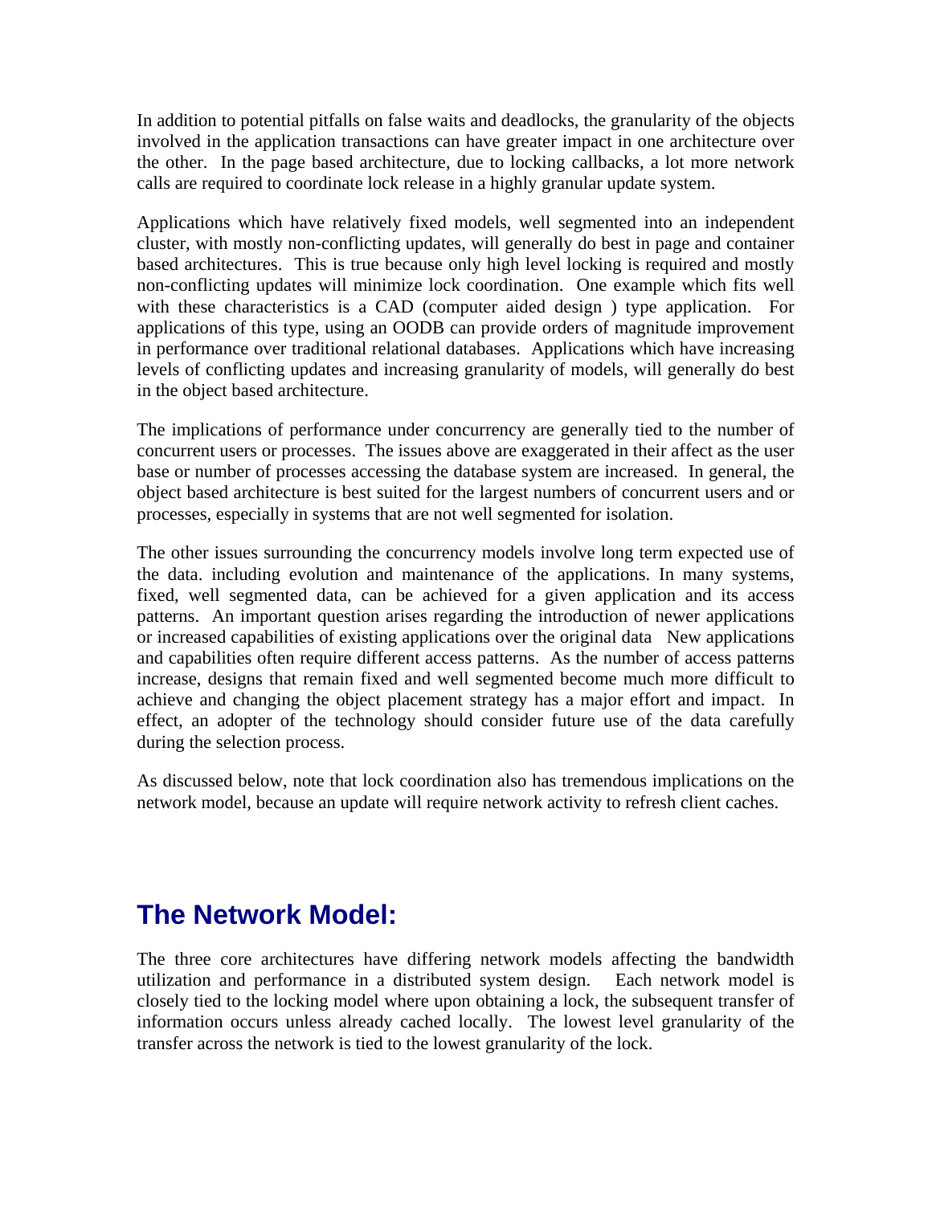In addition to potential pitfalls on false waits and deadlocks, the granularity of the objects involved in the application transactions can have greater impact in one architecture over the other. In the page based architecture, due to locking callbacks, a lot more network calls are required to coordinate lock release in a highly granular update system.

Applications which have relatively fixed models, well segmented into an independent cluster, with mostly non-conflicting updates, will generally do best in page and container based architectures. This is true because only high level locking is required and mostly non-conflicting updates will minimize lock coordination. One example which fits well with these characteristics is a CAD (computer aided design ) type application. For applications of this type, using an OODB can provide orders of magnitude improvement in performance over traditional relational databases. Applications which have increasing levels of conflicting updates and increasing granularity of models, will generally do best in the object based architecture.

The implications of performance under concurrency are generally tied to the number of concurrent users or processes. The issues above are exaggerated in their affect as the user base or number of processes accessing the database system are increased. In general, the object based architecture is best suited for the largest numbers of concurrent users and or processes, especially in systems that are not well segmented for isolation.

The other issues surrounding the concurrency models involve long term expected use of the data. including evolution and maintenance of the applications. In many systems, fixed, well segmented data, can be achieved for a given application and its access patterns. An important question arises regarding the introduction of newer applications or increased capabilities of existing applications over the original data New applications and capabilities often require different access patterns. As the number of access patterns increase, designs that remain fixed and well segmented become much more difficult to achieve and changing the object placement strategy has a major effort and impact. In effect, an adopter of the technology should consider future use of the data carefully during the selection process.

As discussed below, note that lock coordination also has tremendous implications on the network model, because an update will require network activity to refresh client caches.

## The Network Model:

The three core architectures have differing network models affecting the bandwidth utilization and performance in a distributed system design. Each network model is closely tied to the locking model where upon obtaining a lock, the subsequent transfer of information occurs unless already cached locally. The lowest level granularity of the transfer across the network is tied to the lowest granularity of the lock.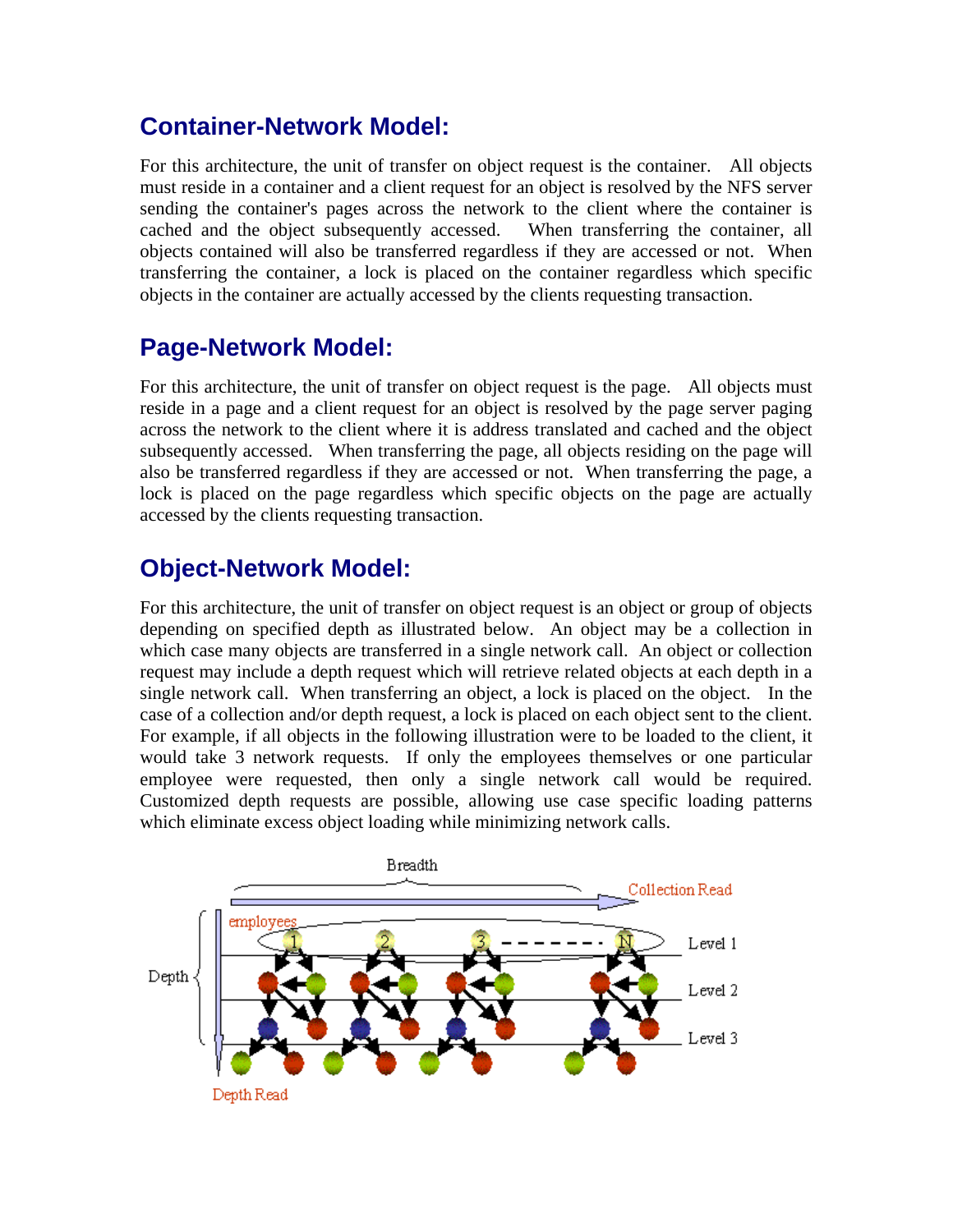## Container-Network Model:

For this architecture, the unit of transfer on object request is the container. All objects must reside in a container and a client request for an object is resolved by the NFS server sending the container's pages across the network to the client where the container is cached and the object subsequently accessed. When transferring the container, all objects contained will also be transferred regardless if they are accessed or not. When transferring the container, a lock is placed on the container regardless which specific objects in the container are actually accessed by the clients requesting transaction.

## Page-Network Model:

For this architecture, the unit of transfer on object request is the page. All objects must reside in a page and a client request for an object is resolved by the page server paging across the network to the client where it is address translated and cached and the object subsequently accessed. When transferring the page, all objects residing on the page will also be transferred regardless if they are accessed or not. When transferring the page, a lock is placed on the page regardless which specific objects on the page are actually accessed by the clients requesting transaction.

## Object-Network Model:

For this architecture, the unit of transfer on object request is an object or group of objects depending on specified depth as illustrated below. An object may be a collection in which case many objects are transferred in a single network call. An object or collection request may include a depth request which will retrieve related objects at each depth in a single network call. When transferring an object, a lock is placed on the object. In the case of a collection and/or depth request, a lock is placed on each object sent to the client. For example, if all objects in the following illustration were to be loaded to the client, it would take 3 network requests. If only the employees themselves or one particular employee were requested, then only a single network call would be required. Customized depth requests are possible, allowing use case specific loading patterns which eliminate excess object loading while minimizing network calls.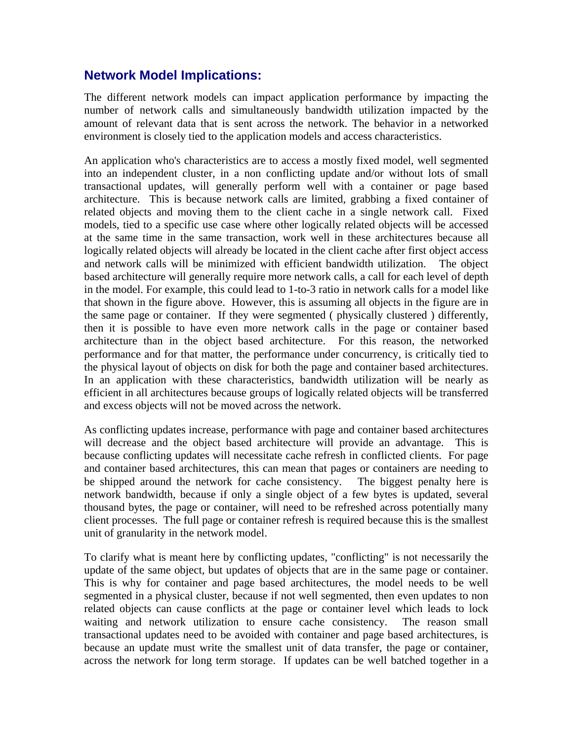## Network Model Implications:

The different network models can impact application performance by impacting the number of network calls and simultaneously bandwidth utilization impacted by the amount of relevant data that is sent across the network. The behavior in a networked environment is closely tied to the application models and access characteristics.

An application who's characteristics are to access a mostly fixed model, well segmented into an independent cluster, in a non conflicting update and/or without lots of small transactional updates, will generally perform well with a container or page based architecture. This is because network calls are limited, grabbing a fixed container of related objects and moving them to the client cache in a single network call. Fixed models, tied to a specific use case where other logically related objects will be accessed at the same time in the same transaction, work well in these architectures because all logically related objects will already be located in the client cache after first object access and network calls will be minimized with efficient bandwidth utilization. The object based architecture will generally require more network calls, a call for each level of depth in the model. For example, this could lead to 1-to-3 ratio in network calls for a model like that shown in the figure above. However, this is assuming all objects in the figure are in the same page or container. If they were segmented ( physically clustered ) differently, then it is possible to have even more network calls in the page or container based architecture than in the object based architecture. For this reason, the networked performance and for that matter, the performance under concurrency, is critically tied to the physical layout of objects on disk for both the page and container based architectures. In an application with these characteristics, bandwidth utilization will be nearly as efficient in all architectures because groups of logically related objects will be transferred and excess objects will not be moved across the network.

As conflicting updates increase, performance with page and container based architectures will decrease and the object based architecture will provide an advantage. This is because conflicting updates will necessitate cache refresh in conflicted clients. For page and container based architectures, this can mean that pages or containers are needing to be shipped around the network for cache consistency. The biggest penalty here is network bandwidth, because if only a single object of a few bytes is updated, several thousand bytes, the page or container, will need to be refreshed across potentially many client processes. The full page or container refresh is required because this is the smallest unit of granularity in the network model.

To clarify what is meant here by conflicting updates, "conflicting" is not necessarily the update of the same object, but updates of objects that are in the same page or container. This is why for container and page based architectures, the model needs to be well segmented in a physical cluster, because if not well segmented, then even updates to non related objects can cause conflicts at the page or container level which leads to lock waiting and network utilization to ensure cache consistency. The reason small transactional updates need to be avoided with container and page based architectures, is because an update must write the smallest unit of data transfer, the page or container, across the network for long term storage. If updates can be well batched together in a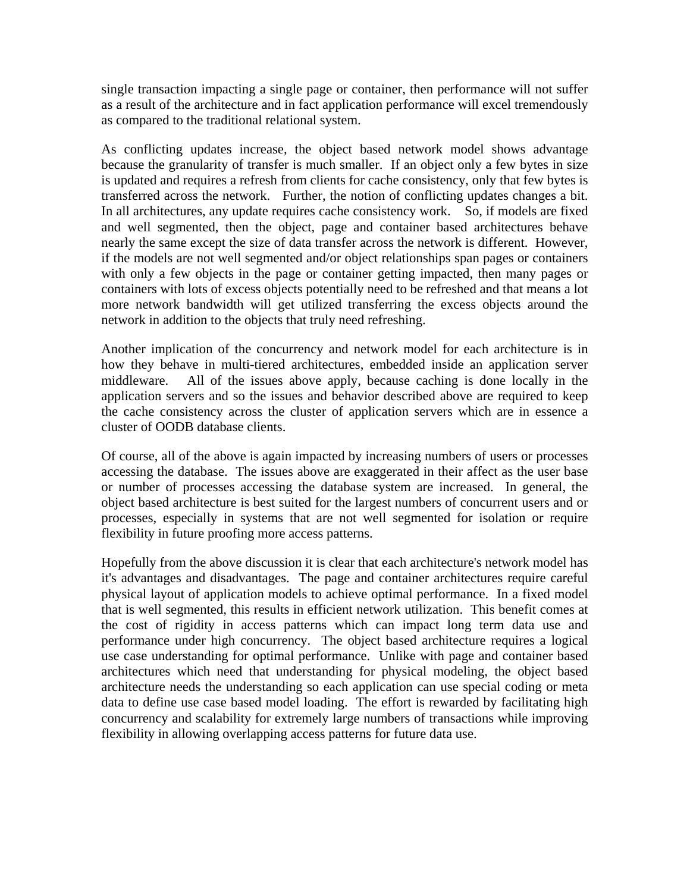single transaction impacting a single page or container, then performance will not suffer as a result of the architecture and in fact application performance will excel tremendously as compared to the traditional relational system.

As conflicting updates increase, the object based network model shows advantage because the granularity of transfer is much smaller. If an object only a few bytes in size is updated and requires a refresh from clients for cache consistency, only that few bytes is transferred across the network. Further, the notion of conflicting updates changes a bit. In all architectures, any update requires cache consistency work. So, if models are fixed and well segmented, then the object, page and container based architectures behave nearly the same except the size of data transfer across the network is different. However, if the models are not well segmented and/or object relationships span pages or containers with only a few objects in the page or container getting impacted, then many pages or containers with lots of excess objects potentially need to be refreshed and that means a lot more network bandwidth will get utilized transferring the excess objects around the network in addition to the objects that truly need refreshing.

Another implication of the concurrency and network model for each architecture is in how they behave in multi-tiered architectures, embedded inside an application server middleware. All of the issues above apply, because caching is done locally in the application servers and so the issues and behavior described above are required to keep the cache consistency across the cluster of application servers which are in essence a cluster of OODB database clients.

Of course, all of the above is again impacted by increasing numbers of users or processes accessing the database. The issues above are exaggerated in their affect as the user base or number of processes accessing the database system are increased. In general, the object based architecture is best suited for the largest numbers of concurrent users and or processes, especially in systems that are not well segmented for isolation or require flexibility in future proofing more access patterns.

Hopefully from the above discussion it is clear that each architecture's network model has it's advantages and disadvantages. The page and container architectures require careful physical layout of application models to achieve optimal performance. In a fixed model that is well segmented, this results in efficient network utilization. This benefit comes at the cost of rigidity in access patterns which can impact long term data use and performance under high concurrency. The object based architecture requires a logical use case understanding for optimal performance. Unlike with page and container based architectures which need that understanding for physical modeling, the object based architecture needs the understanding so each application can use special coding or meta data to define use case based model loading. The effort is rewarded by facilitating high concurrency and scalability for extremely large numbers of transactions while improving flexibility in allowing overlapping access patterns for future data use.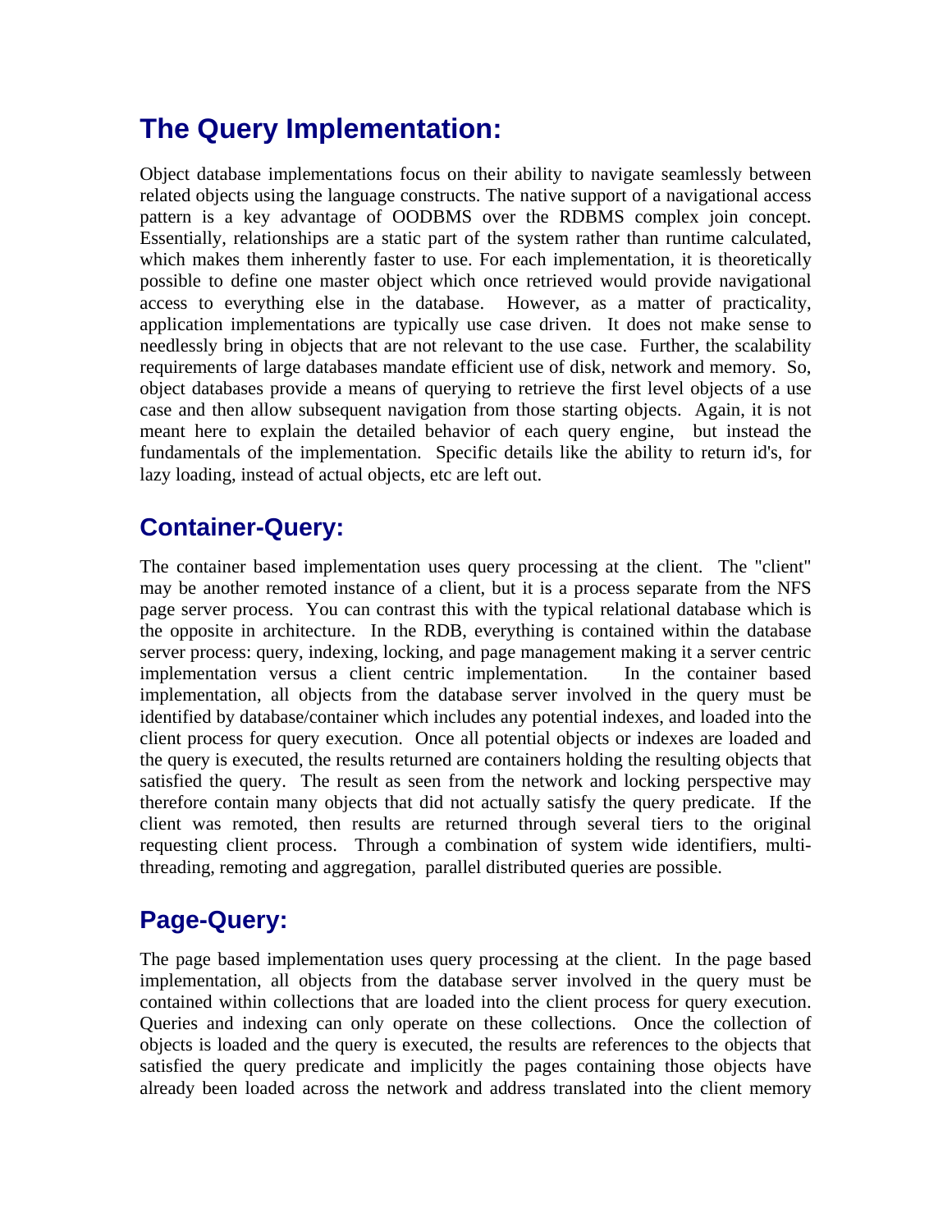## The Query Implementation:

Object database implementations focus on their ability to navigate seamlessly between related objects using the language constructs. The native support of a navigational access pattern is a key advantage of OODBMS over the RDBMS complex join concept. Essentially, relationships are a static part of the system rather than runtime calculated, which makes them inherently faster to use. For each implementation, it is theoretically possible to define one master object which once retrieved would provide navigational access to everything else in the database. However, as a matter of practicality, application implementations are typically use case driven. It does not make sense to needlessly bring in objects that are not relevant to the use case. Further, the scalability requirements of large databases mandate efficient use of disk, network and memory. So, object databases provide a means of querying to retrieve the first level objects of a use case and then allow subsequent navigation from those starting objects. Again, it is not meant here to explain the detailed behavior of each query engine, but instead the fundamentals of the implementation. Specific details like the ability to return id's, for lazy loading, instead of actual objects, etc are left out.

## Container-Query:

The container based implementation uses query processing at the client. The "client" may be another remoted instance of a client, but it is a process separate from the NFS page server process. You can contrast this with the typical relational database which is the opposite in architecture. In the RDB, everything is contained within the database server process: query, indexing, locking, and page management making it a server centric implementation versus a client centric implementation. In the container based implementation, all objects from the database server involved in the query must be identified by database/container which includes any potential indexes, and loaded into the client process for query execution. Once all potential objects or indexes are loaded and the query is executed, the results returned are containers holding the resulting objects that satisfied the query. The result as seen from the network and locking perspective may therefore contain many objects that did not actually satisfy the query predicate. If the client was remoted, then results are returned through several tiers to the original requesting client process. Through a combination of system wide identifiers, multi-threading, remoting and aggregation, parallel distributed queries are possible.

## Page-Query:

The page based implementation uses query processing at the client. In the page based implementation, all objects from the database server involved in the query must be contained within collections that are loaded into the client process for query execution. Queries and indexing can only operate on these collections. Once the collection of objects is loaded and the query is executed, the results are references to the objects that satisfied the query predicate and implicitly the pages containing those objects have already been loaded across the network and address translated into the client memory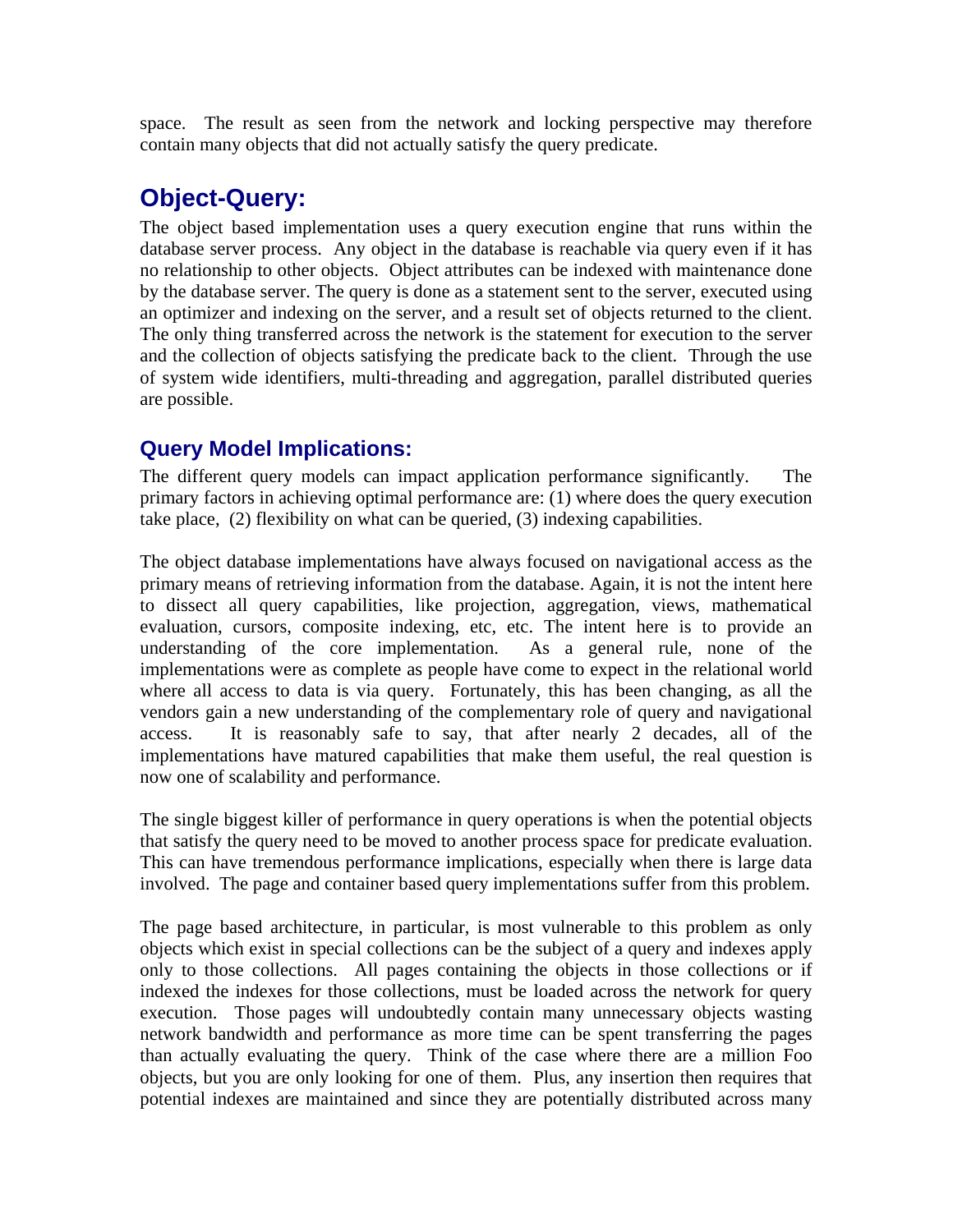space. The result as seen from the network and locking perspective may therefore contain many objects that did not actually satisfy the query predicate.

## Object-Query:

The object based implementation uses a query execution engine that runs within the database server process. Any object in the database is reachable via query even if it has no relationship to other objects. Object attributes can be indexed with maintenance done by the database server. The query is done as a statement sent to the server, executed using an optimizer and indexing on the server, and a result set of objects returned to the client. The only thing transferred across the network is the statement for execution to the server and the collection of objects satisfying the predicate back to the client. Through the use of system wide identifiers, multi-threading and aggregation, parallel distributed queries are possible.

### Query Model Implications:

The different query models can impact application performance significantly. The primary factors in achieving optimal performance are: (1) where does the query execution take place, (2) flexibility on what can be queried, (3) indexing capabilities.

The object database implementations have always focused on navigational access as the primary means of retrieving information from the database. Again, it is not the intent here to dissect all query capabilities, like projection, aggregation, views, mathematical evaluation, cursors, composite indexing, etc, etc. The intent here is to provide an understanding of the core implementation. As a general rule, none of the implementations were as complete as people have come to expect in the relational world where all access to data is via query. Fortunately, this has been changing, as all the vendors gain a new understanding of the complementary role of query and navigational access. It is reasonably safe to say, that after nearly 2 decades, all of the implementations have matured capabilities that make them useful, the real question is now one of scalability and performance.

The single biggest killer of performance in query operations is when the potential objects that satisfy the query need to be moved to another process space for predicate evaluation. This can have tremendous performance implications, especially when there is large data involved. The page and container based query implementations suffer from this problem.

The page based architecture, in particular, is most vulnerable to this problem as only objects which exist in special collections can be the subject of a query and indexes apply only to those collections. All pages containing the objects in those collections or if indexed the indexes for those collections, must be loaded across the network for query execution. Those pages will undoubtedly contain many unnecessary objects wasting network bandwidth and performance as more time can be spent transferring the pages than actually evaluating the query. Think of the case where there are a million Foo objects, but you are only looking for one of them. Plus, any insertion then requires that potential indexes are maintained and since they are potentially distributed across many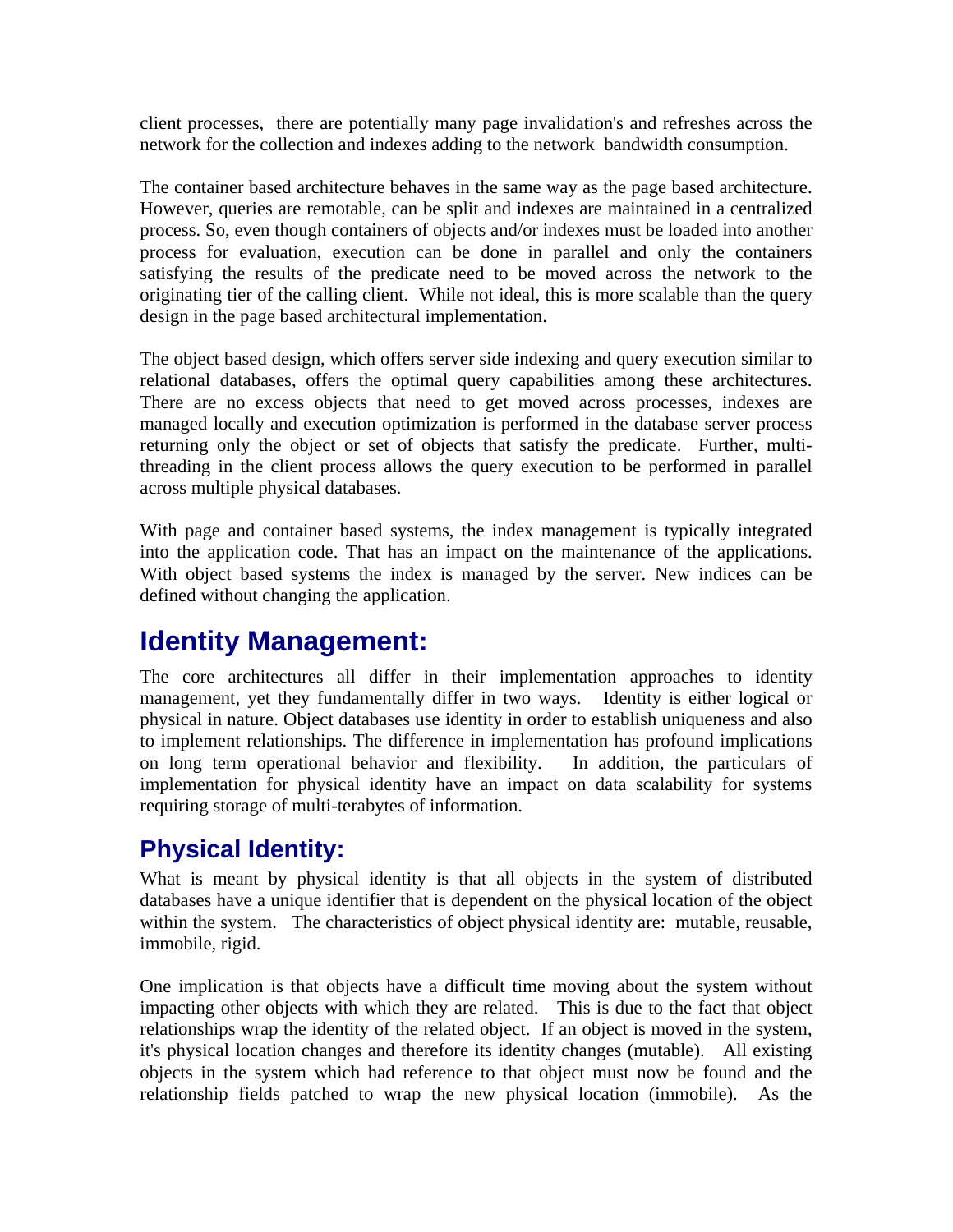client processes, there are potentially many page invalidation's and refreshes across the network for the collection and indexes adding to the network bandwidth consumption.

The container based architecture behaves in the same way as the page based architecture. However, queries are remotable, can be split and indexes are maintained in a centralized process. So, even though containers of objects and/or indexes must be loaded into another process for evaluation, execution can be done in parallel and only the containers satisfying the results of the predicate need to be moved across the network to the originating tier of the calling client. While not ideal, this is more scalable than the query design in the page based architectural implementation.

The object based design, which offers server side indexing and query execution similar to relational databases, offers the optimal query capabilities among these architectures. There are no excess objects that need to get moved across processes, indexes are managed locally and execution optimization is performed in the database server process returning only the object or set of objects that satisfy the predicate. Further, multi-threading in the client process allows the query execution to be performed in parallel across multiple physical databases.

With page and container based systems, the index management is typically integrated into the application code. That has an impact on the maintenance of the applications. With object based systems the index is managed by the server. New indices can be defined without changing the application.

# Identity Management:

The core architectures all differ in their implementation approaches to identity management, yet they fundamentally differ in two ways. Identity is either logical or physical in nature. Object databases use identity in order to establish uniqueness and also to implement relationships. The difference in implementation has profound implications on long term operational behavior and flexibility. In addition, the particulars of implementation for physical identity have an impact on data scalability for systems requiring storage of multi-terabytes of information.

## Physical Identity:

What is meant by physical identity is that all objects in the system of distributed databases have a unique identifier that is dependent on the physical location of the object within the system. The characteristics of object physical identity are: mutable, reusable, immobile, rigid.

One implication is that objects have a difficult time moving about the system without impacting other objects with which they are related. This is due to the fact that object relationships wrap the identity of the related object. If an object is moved in the system, it's physical location changes and therefore its identity changes (mutable). All existing objects in the system which had reference to that object must now be found and the relationship fields patched to wrap the new physical location (immobile). As the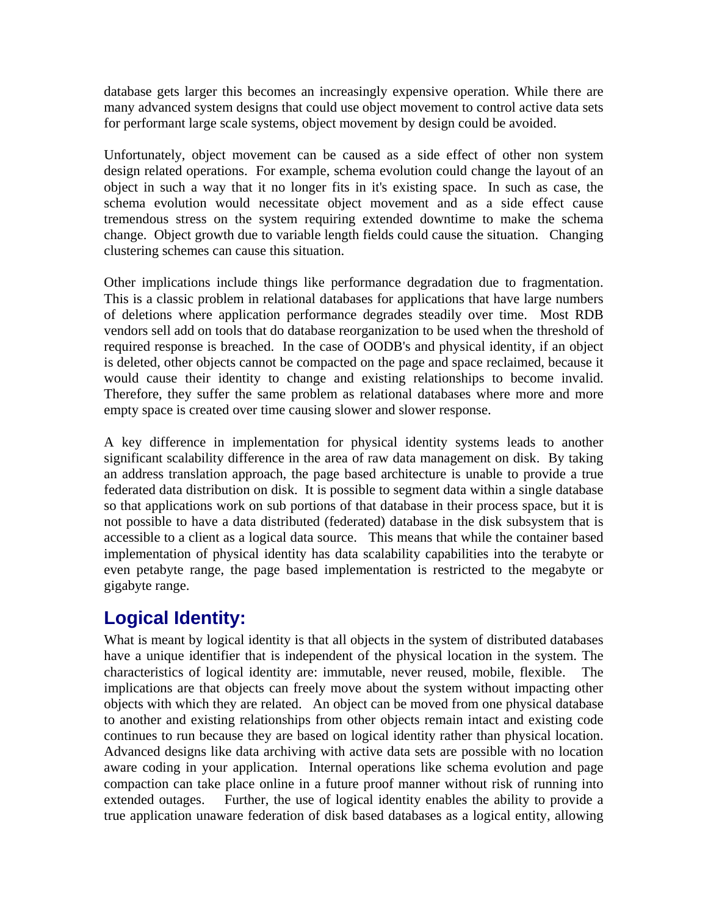database gets larger this becomes an increasingly expensive operation. While there are many advanced system designs that could use object movement to control active data sets for performant large scale systems, object movement by design could be avoided.

Unfortunately, object movement can be caused as a side effect of other non system design related operations. For example, schema evolution could change the layout of an object in such a way that it no longer fits in it's existing space. In such as case, the schema evolution would necessitate object movement and as a side effect cause tremendous stress on the system requiring extended downtime to make the schema change. Object growth due to variable length fields could cause the situation. Changing clustering schemes can cause this situation.

Other implications include things like performance degradation due to fragmentation. This is a classic problem in relational databases for applications that have large numbers of deletions where application performance degrades steadily over time. Most RDB vendors sell add on tools that do database reorganization to be used when the threshold of required response is breached. In the case of OODB's and physical identity, if an object is deleted, other objects cannot be compacted on the page and space reclaimed, because it would cause their identity to change and existing relationships to become invalid. Therefore, they suffer the same problem as relational databases where more and more empty space is created over time causing slower and slower response.

A key difference in implementation for physical identity systems leads to another significant scalability difference in the area of raw data management on disk. By taking an address translation approach, the page based architecture is unable to provide a true federated data distribution on disk. It is possible to segment data within a single database so that applications work on sub portions of that database in their process space, but it is not possible to have a data distributed (federated) database in the disk subsystem that is accessible to a client as a logical data source. This means that while the container based implementation of physical identity has data scalability capabilities into the terabyte or even petabyte range, the page based implementation is restricted to the megabyte or gigabyte range.

## Logical Identity:

What is meant by logical identity is that all objects in the system of distributed databases have a unique identifier that is independent of the physical location in the system. The characteristics of logical identity are: immutable, never reused, mobile, flexible. The implications are that objects can freely move about the system without impacting other objects with which they are related. An object can be moved from one physical database to another and existing relationships from other objects remain intact and existing code continues to run because they are based on logical identity rather than physical location. Advanced designs like data archiving with active data sets are possible with no location aware coding in your application. Internal operations like schema evolution and page compaction can take place online in a future proof manner without risk of running into extended outages. Further, the use of logical identity enables the ability to provide a true application unaware federation of disk based databases as a logical entity, allowing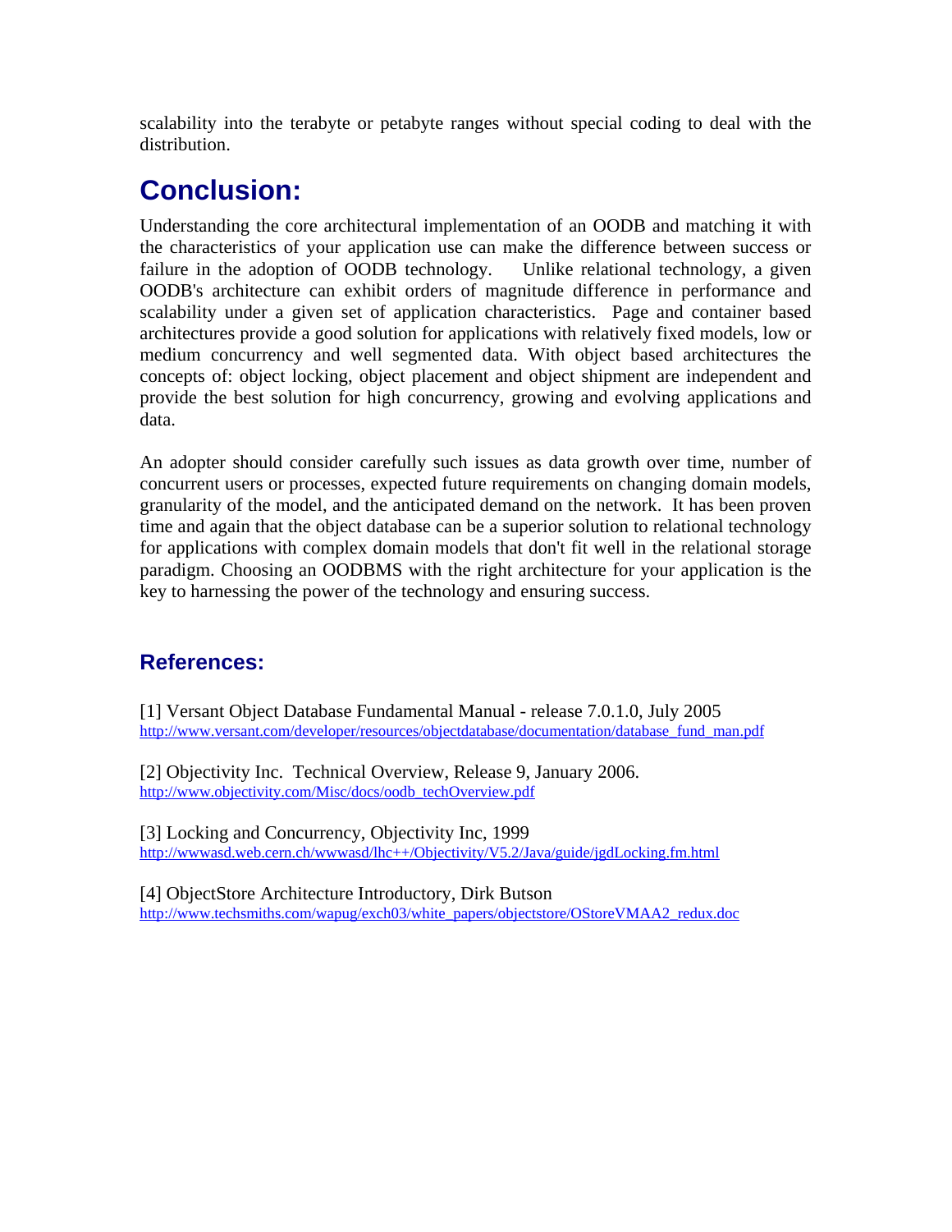scalability into the terabyte or petabyte ranges without special coding to deal with the distribution.

## Conclusion:

Understanding the core architectural implementation of an OODB and matching it with the characteristics of your application use can make the difference between success or failure in the adoption of OODB technology. Unlike relational technology, a given OODB's architecture can exhibit orders of magnitude difference in performance and scalability under a given set of application characteristics. Page and container based architectures provide a good solution for applications with relatively fixed models, low or medium concurrency and well segmented data. With object based architectures the concepts of: object locking, object placement and object shipment are independent and provide the best solution for high concurrency, growing and evolving applications and data.

An adopter should consider carefully such issues as data growth over time, number of concurrent users or processes, expected future requirements on changing domain models, granularity of the model, and the anticipated demand on the network. It has been proven time and again that the object database can be a superior solution to relational technology for applications with complex domain models that don't fit well in the relational storage paradigm. Choosing an OODBMS with the right architecture for your application is the key to harnessing the power of the technology and ensuring success.

### References:

[1] Versant Object Database Fundamental Manual - release 7.0.1.0, July 2005
http://www.versant.com/developer/resources/objectdatabase/documentation/database_fund_man.pdf

[2] Objectivity Inc. Technical Overview, Release 9, January 2006.
http://www.objectivity.com/Misc/docs/oodb_techOverview.pdf

[3] Locking and Concurrency, Objectivity Inc, 1999
http://wwwasd.web.cern.ch/wwwasd/lhc++/Objectivity/V5.2/Java/guide/jgdLocking.fm.html

[4] ObjectStore Architecture Introductory, Dirk Butson
http://www.techsmiths.com/wapug/exch03/white_papers/objectstore/OStoreVMAA2_redux.doc